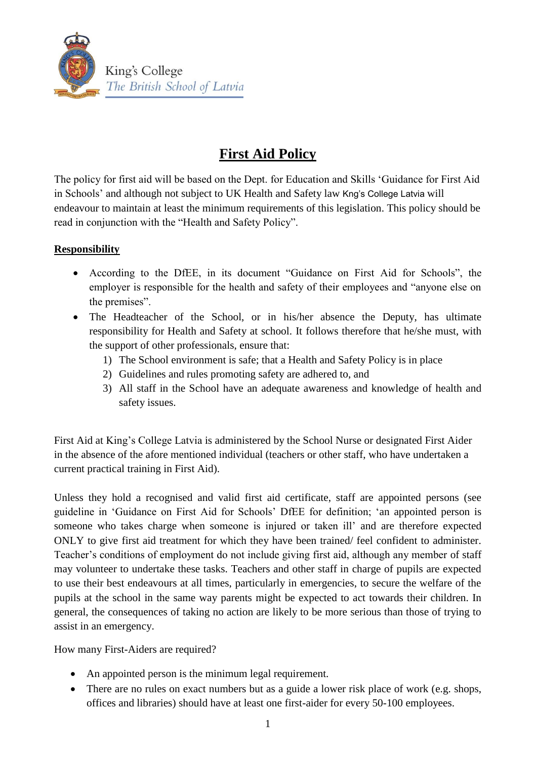King's College
*The British School of Latvia*

# First Aid Policy

The policy for first aid will be based on the Dept. for Education and Skills 'Guidance for First Aid in Schools' and although not subject to UK Health and Safety law Kng's College Latvia will endeavour to maintain at least the minimum requirements of this legislation. This policy should be read in conjunction with the "Health and Safety Policy".

## Responsibility

- According to the DfEE, in its document "Guidance on First Aid for Schools", the employer is responsible for the health and safety of their employees and "anyone else on the premises".
- The Headteacher of the School, or in his/her absence the Deputy, has ultimate responsibility for Health and Safety at school. It follows therefore that he/she must, with the support of other professionals, ensure that:
    1) The School environment is safe; that a Health and Safety Policy is in place
    2) Guidelines and rules promoting safety are adhered to, and
    3) All staff in the School have an adequate awareness and knowledge of health and safety issues.

First Aid at King's College Latvia is administered by the School Nurse or designated First Aider in the absence of the afore mentioned individual (teachers or other staff, who have undertaken a current practical training in First Aid).

Unless they hold a recognised and valid first aid certificate, staff are appointed persons (see guideline in 'Guidance on First Aid for Schools' DfEE for definition; 'an appointed person is someone who takes charge when someone is injured or taken ill' and are therefore expected ONLY to give first aid treatment for which they have been trained/ feel confident to administer. Teacher's conditions of employment do not include giving first aid, although any member of staff may volunteer to undertake these tasks. Teachers and other staff in charge of pupils are expected to use their best endeavours at all times, particularly in emergencies, to secure the welfare of the pupils at the school in the same way parents might be expected to act towards their children. In general, the consequences of taking no action are likely to be more serious than those of trying to assist in an emergency.

How many First-Aiders are required?

- An appointed person is the minimum legal requirement.
- There are no rules on exact numbers but as a guide a lower risk place of work (e.g. shops, offices and libraries) should have at least one first-aider for every 50-100 employees.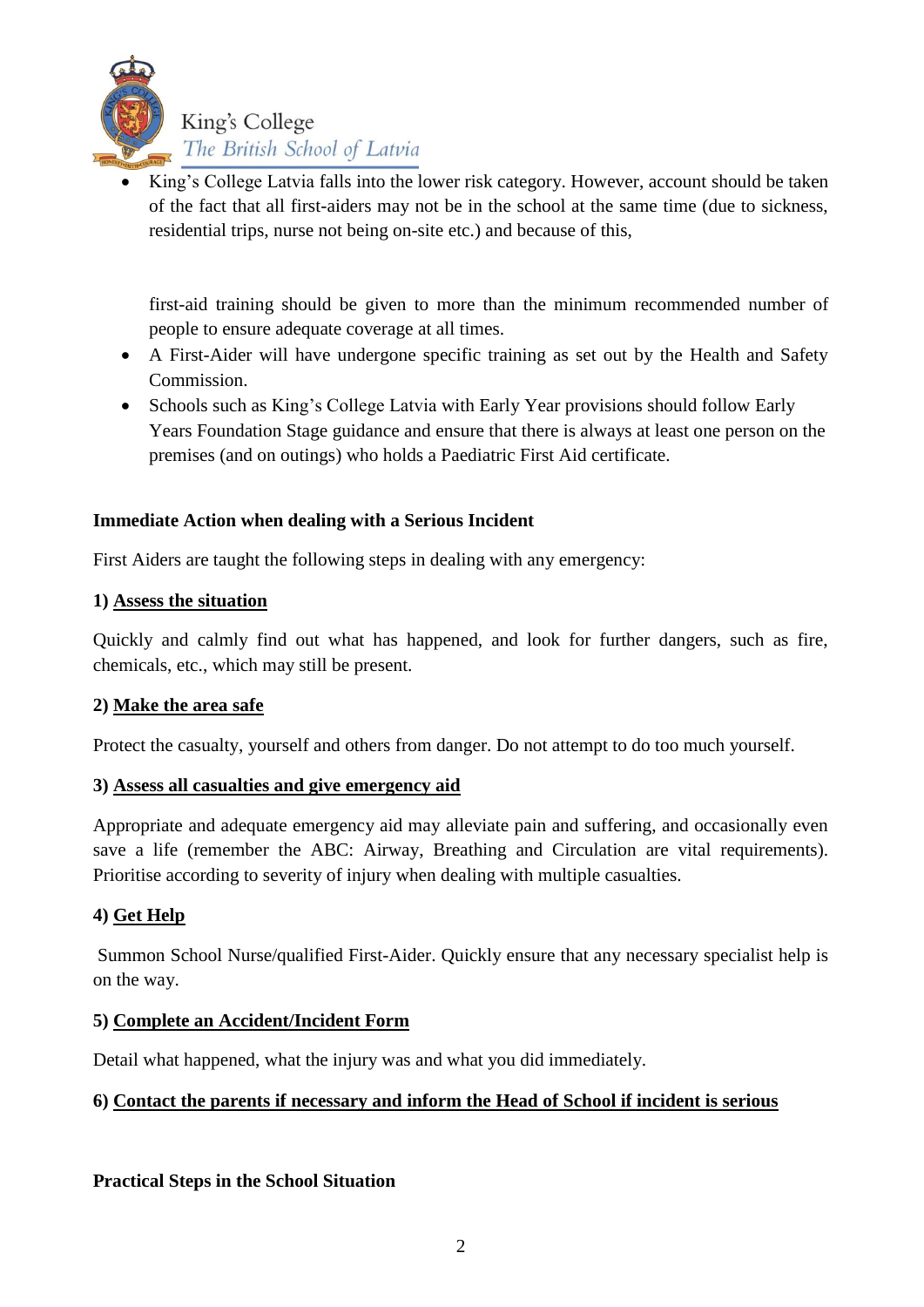- King's College Latvia falls into the lower risk category. However, account should be taken of the fact that all first-aiders may not be in the school at the same time (due to sickness, residential trips, nurse not being on-site etc.) and because of this, first-aid training should be given to more than the minimum recommended number of people to ensure adequate coverage at all times.
- A First-Aider will have undergone specific training as set out by the Health and Safety Commission.
- Schools such as King's College Latvia with Early Year provisions should follow Early Years Foundation Stage guidance and ensure that there is always at least one person on the premises (and on outings) who holds a Paediatric First Aid certificate.

**Immediate Action when dealing with a Serious Incident**

First Aiders are taught the following steps in dealing with any emergency:

**1) Assess the situation**

Quickly and calmly find out what has happened, and look for further dangers, such as fire, chemicals, etc., which may still be present.

**2) Make the area safe**

Protect the casualty, yourself and others from danger. Do not attempt to do too much yourself.

**3) Assess all casualties and give emergency aid**

Appropriate and adequate emergency aid may alleviate pain and suffering, and occasionally even save a life (remember the ABC: Airway, Breathing and Circulation are vital requirements). Prioritise according to severity of injury when dealing with multiple casualties.

**4) Get Help**

Summon School Nurse/qualified First-Aider. Quickly ensure that any necessary specialist help is on the way.

**5) Complete an Accident/Incident Form**

Detail what happened, what the injury was and what you did immediately.

**6) Contact the parents if necessary and inform the Head of School if incident is serious**

**Practical Steps in the School Situation**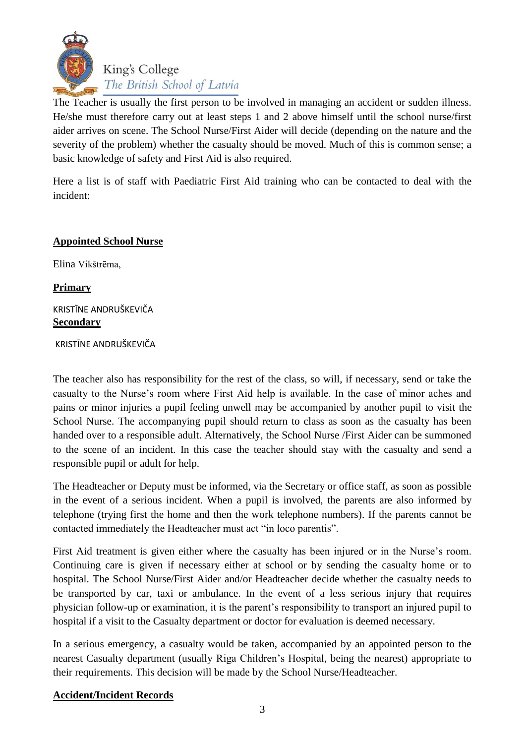The Teacher is usually the first person to be involved in managing an accident or sudden illness. He/she must therefore carry out at least steps 1 and 2 above himself until the school nurse/first aider arrives on scene. The School Nurse/First Aider will decide (depending on the nature and the severity of the problem) whether the casualty should be moved. Much of this is common sense; a basic knowledge of safety and First Aid is also required.

Here a list is of staff with Paediatric First Aid training who can be contacted to deal with the incident:

**Appointed School Nurse**

Elina Vikštrēma,

**Primary**

KRISTĪNE ANDRUŠKEVIČA

**Secondary**

KRISTĪNE ANDRUŠKEVIČA

The teacher also has responsibility for the rest of the class, so will, if necessary, send or take the casualty to the Nurse's room where First Aid help is available. In the case of minor aches and pains or minor injuries a pupil feeling unwell may be accompanied by another pupil to visit the School Nurse. The accompanying pupil should return to class as soon as the casualty has been handed over to a responsible adult. Alternatively, the School Nurse /First Aider can be summoned to the scene of an incident. In this case the teacher should stay with the casualty and send a responsible pupil or adult for help.

The Headteacher or Deputy must be informed, via the Secretary or office staff, as soon as possible in the event of a serious incident. When a pupil is involved, the parents are also informed by telephone (trying first the home and then the work telephone numbers). If the parents cannot be contacted immediately the Headteacher must act "in loco parentis".

First Aid treatment is given either where the casualty has been injured or in the Nurse's room. Continuing care is given if necessary either at school or by sending the casualty home or to hospital. The School Nurse/First Aider and/or Headteacher decide whether the casualty needs to be transported by car, taxi or ambulance. In the event of a less serious injury that requires physician follow-up or examination, it is the parent's responsibility to transport an injured pupil to hospital if a visit to the Casualty department or doctor for evaluation is deemed necessary.

In a serious emergency, a casualty would be taken, accompanied by an appointed person to the nearest Casualty department (usually Riga Children's Hospital, being the nearest) appropriate to their requirements. This decision will be made by the School Nurse/Headteacher.

**Accident/Incident Records**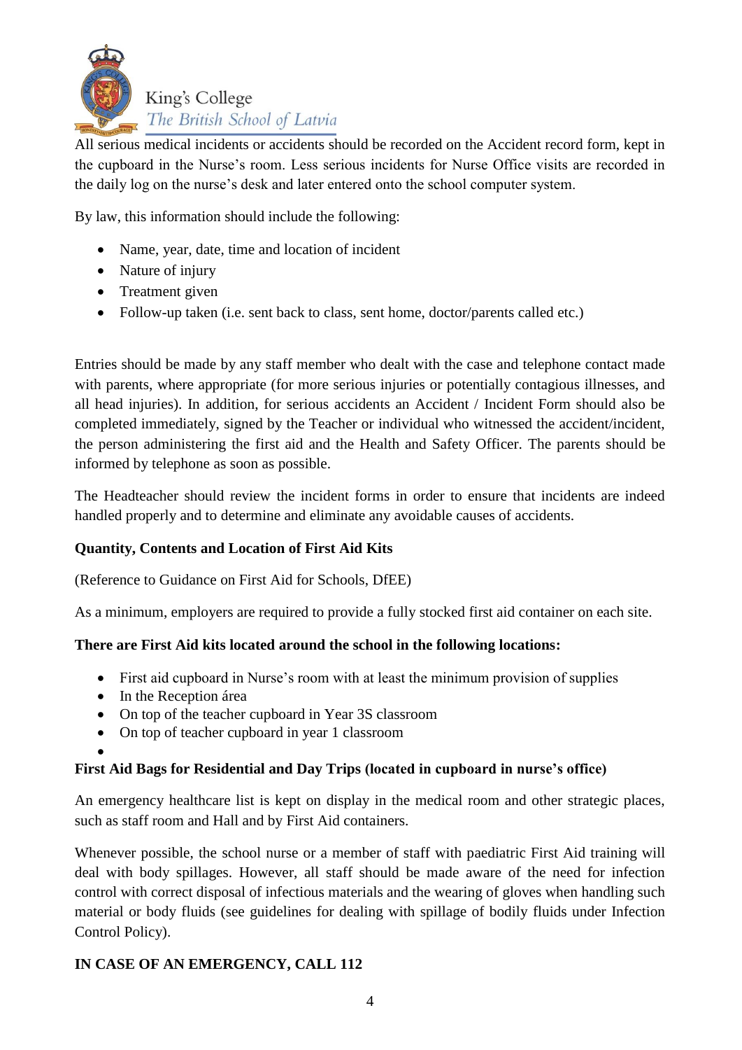All serious medical incidents or accidents should be recorded on the Accident record form, kept in the cupboard in the Nurse's room. Less serious incidents for Nurse Office visits are recorded in the daily log on the nurse's desk and later entered onto the school computer system.

By law, this information should include the following:

- Name, year, date, time and location of incident
- Nature of injury
- Treatment given
- Follow-up taken (i.e. sent back to class, sent home, doctor/parents called etc.)

Entries should be made by any staff member who dealt with the case and telephone contact made with parents, where appropriate (for more serious injuries or potentially contagious illnesses, and all head injuries). In addition, for serious accidents an Accident / Incident Form should also be completed immediately, signed by the Teacher or individual who witnessed the accident/incident, the person administering the first aid and the Health and Safety Officer. The parents should be informed by telephone as soon as possible.

The Headteacher should review the incident forms in order to ensure that incidents are indeed handled properly and to determine and eliminate any avoidable causes of accidents.

**Quantity, Contents and Location of First Aid Kits**

(Reference to Guidance on First Aid for Schools, DfEE)

As a minimum, employers are required to provide a fully stocked first aid container on each site.

**There are First Aid kits located around the school in the following locations:**

- First aid cupboard in Nurse's room with at least the minimum provision of supplies
- In the Reception área
- On top of the teacher cupboard in Year 3S classroom
- On top of teacher cupboard in year 1 classroom

**First Aid Bags for Residential and Day Trips (located in cupboard in nurse's office)**

An emergency healthcare list is kept on display in the medical room and other strategic places, such as staff room and Hall and by First Aid containers.

Whenever possible, the school nurse or a member of staff with paediatric First Aid training will deal with body spillages. However, all staff should be made aware of the need for infection control with correct disposal of infectious materials and the wearing of gloves when handling such material or body fluids (see guidelines for dealing with spillage of bodily fluids under Infection Control Policy).

**IN CASE OF AN EMERGENCY, CALL 112**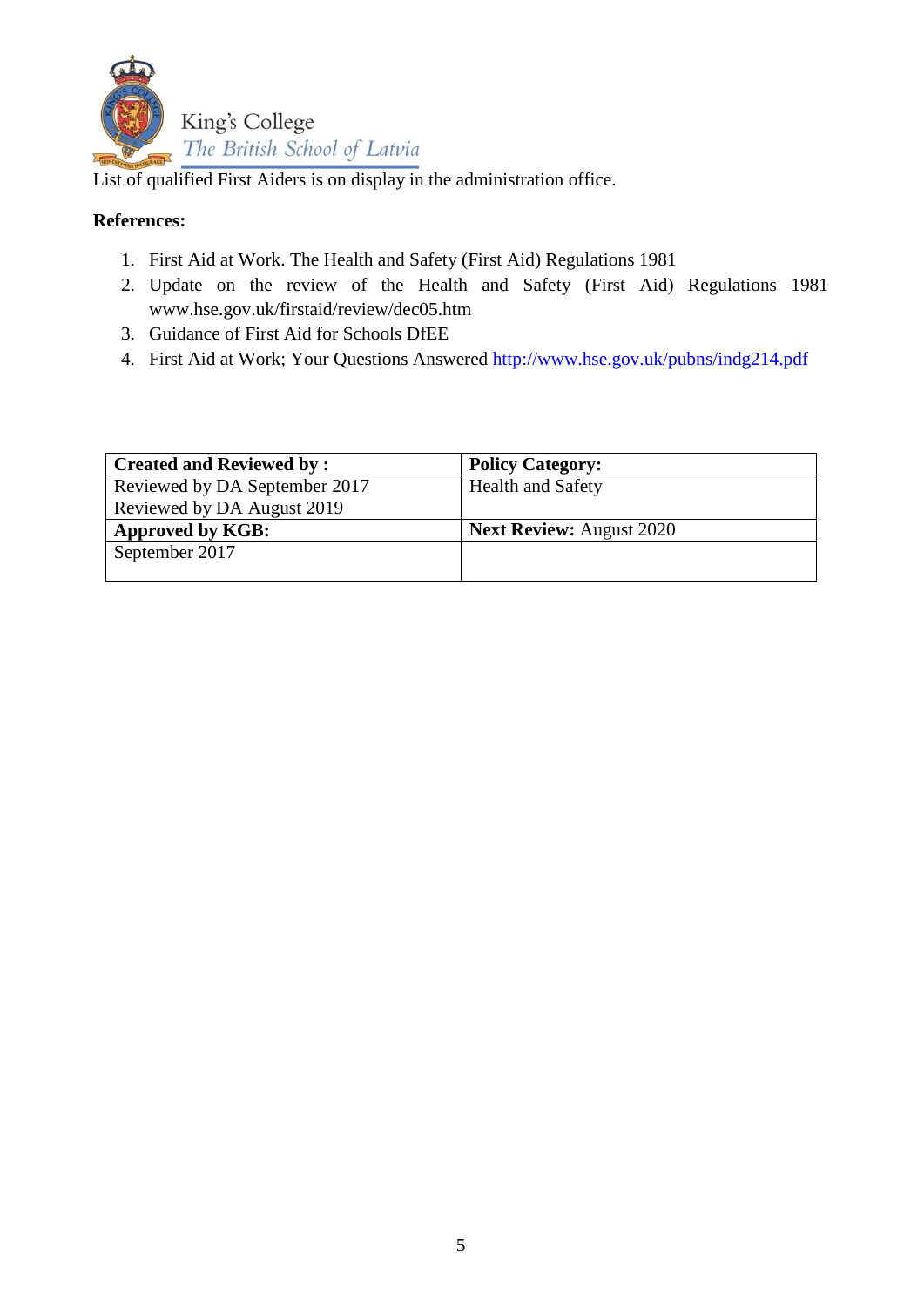List of qualified First Aiders is on display in the administration office.

**References:**

1. First Aid at Work. The Health and Safety (First Aid) Regulations 1981
2. Update on the review of the Health and Safety (First Aid) Regulations 1981 www.hse.gov.uk/firstaid/review/dec05.htm
3. Guidance of First Aid for Schools DfEE
4. First Aid at Work; Your Questions Answered http://www.hse.gov.uk/pubns/indg214.pdf

| **Created and Reviewed by :** | **Policy Category:** |
|---|---|
| Reviewed by DA September 2017<br>Reviewed by DA August 2019 | Health and Safety |
| **Approved by KGB:** | **Next Review:** August 2020 |
| September 2017 | |